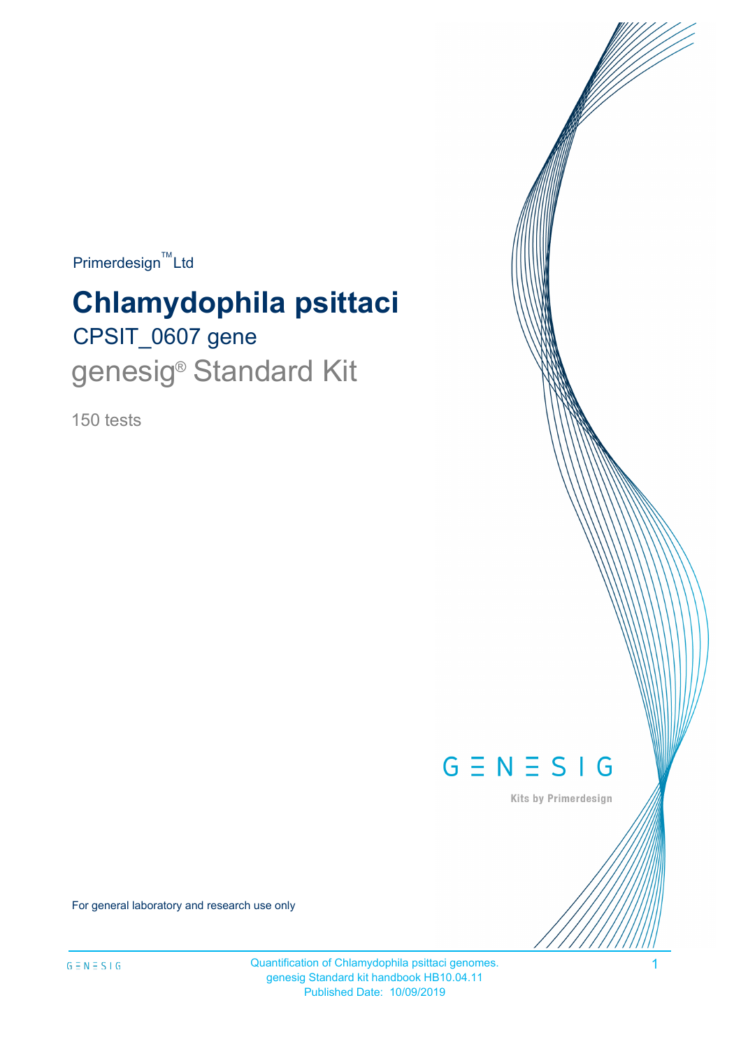Primerdesign™ Ltd

# Chlamydophila psittaci

## CPSIT_0607 gene

## genesig® Standard Kit

150 tests

GENESIG

Kits by Primerdesign

For general laboratory and research use only

Quantification of Chlamydophila psittaci genomes.
genesig Standard kit handbook HB10.04.11
Published Date: 10/09/2019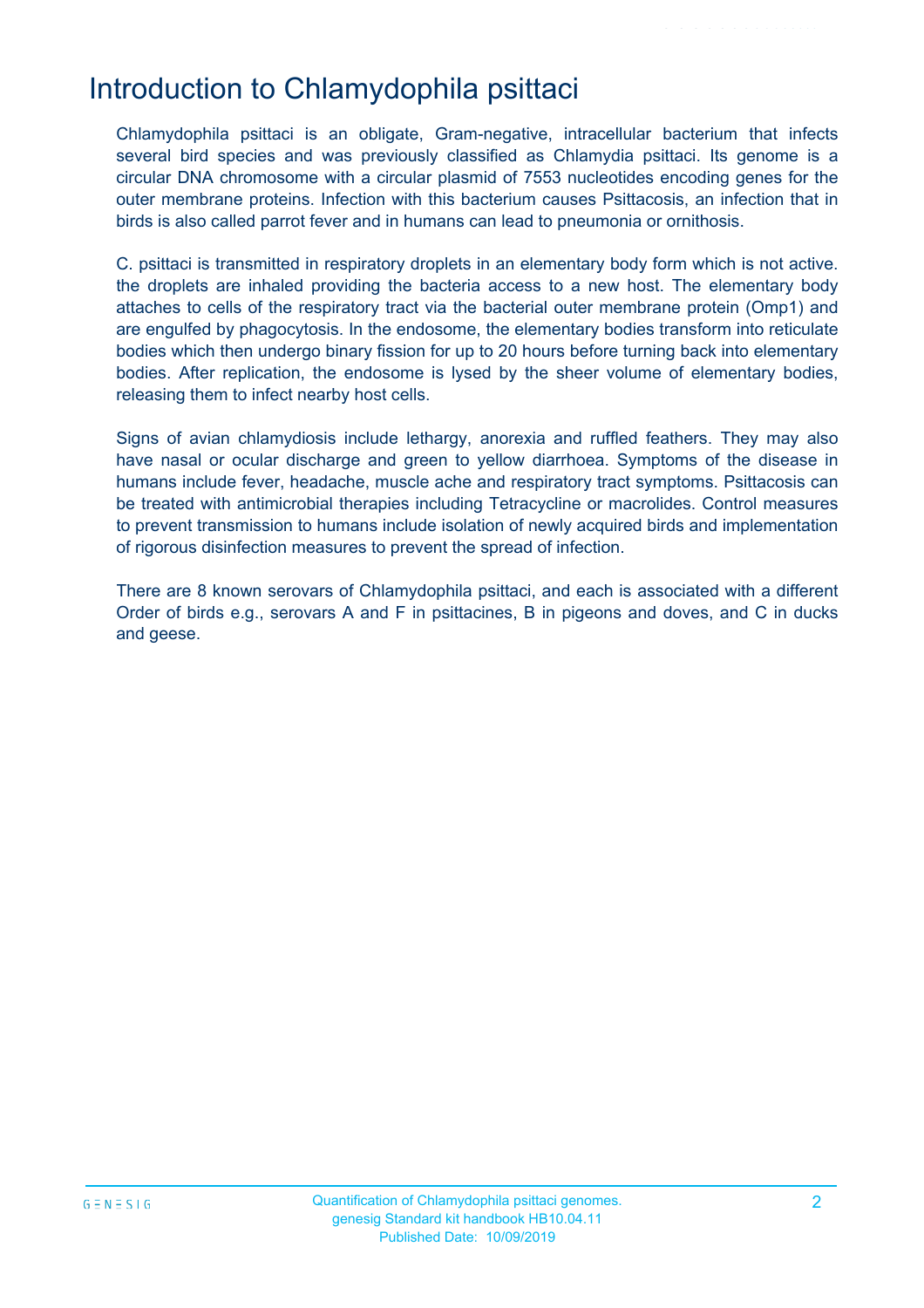# Introduction to Chlamydophila psittaci

Chlamydophila psittaci is an obligate, Gram-negative, intracellular bacterium that infects several bird species and was previously classified as Chlamydia psittaci. Its genome is a circular DNA chromosome with a circular plasmid of 7553 nucleotides encoding genes for the outer membrane proteins. Infection with this bacterium causes Psittacosis, an infection that in birds is also called parrot fever and in humans can lead to pneumonia or ornithosis.

C. psittaci is transmitted in respiratory droplets in an elementary body form which is not active. the droplets are inhaled providing the bacteria access to a new host. The elementary body attaches to cells of the respiratory tract via the bacterial outer membrane protein (Omp1) and are engulfed by phagocytosis. In the endosome, the elementary bodies transform into reticulate bodies which then undergo binary fission for up to 20 hours before turning back into elementary bodies. After replication, the endosome is lysed by the sheer volume of elementary bodies, releasing them to infect nearby host cells.

Signs of avian chlamydiosis include lethargy, anorexia and ruffled feathers. They may also have nasal or ocular discharge and green to yellow diarrhoea. Symptoms of the disease in humans include fever, headache, muscle ache and respiratory tract symptoms. Psittacosis can be treated with antimicrobial therapies including Tetracycline or macrolides. Control measures to prevent transmission to humans include isolation of newly acquired birds and implementation of rigorous disinfection measures to prevent the spread of infection.

There are 8 known serovars of Chlamydophila psittaci, and each is associated with a different Order of birds e.g., serovars A and F in psittacines, B in pigeons and doves, and C in ducks and geese.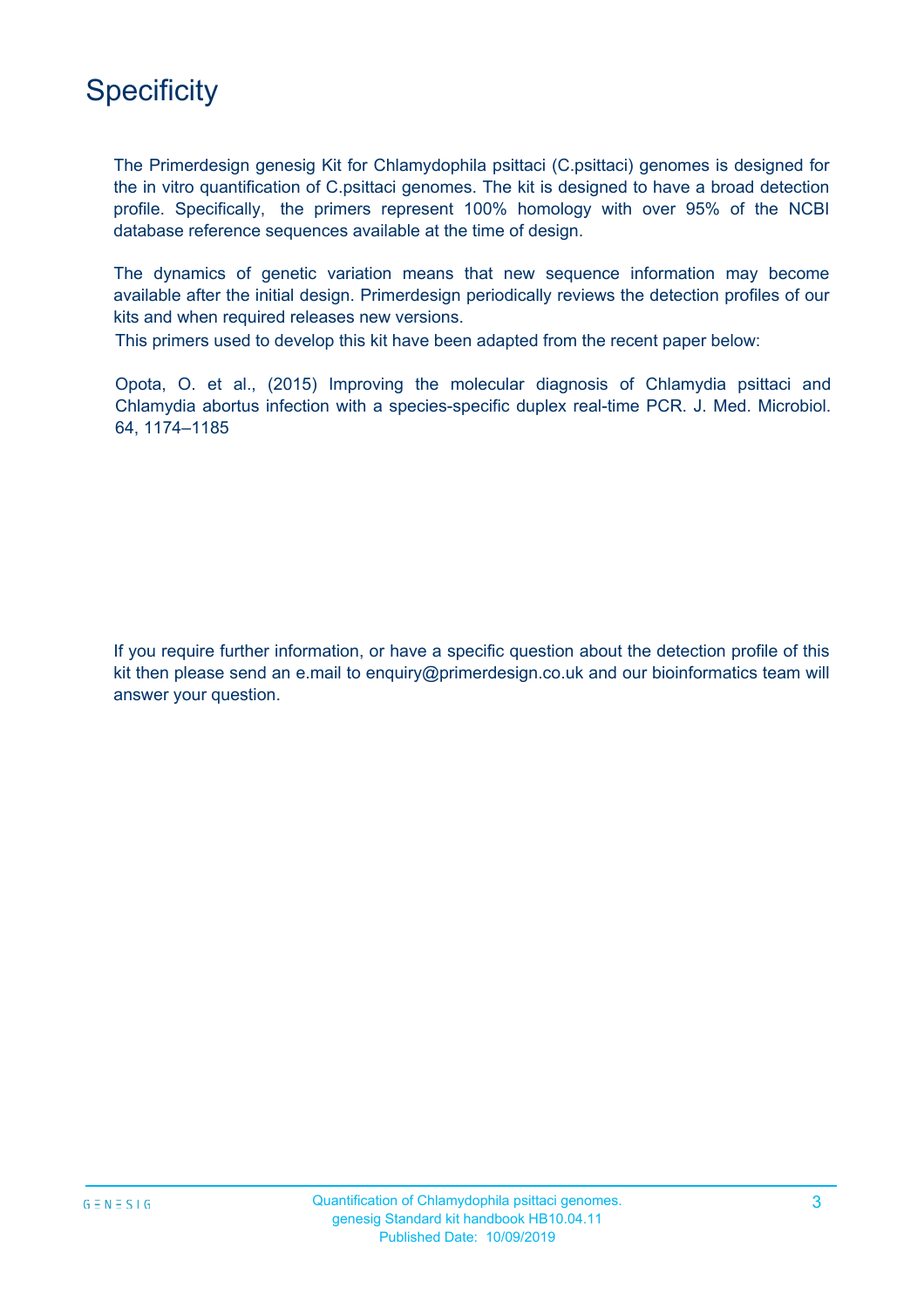# Specificity

The Primerdesign genesig Kit for Chlamydophila psittaci (C.psittaci) genomes is designed for the in vitro quantification of C.psittaci genomes. The kit is designed to have a broad detection profile. Specifically, the primers represent 100% homology with over 95% of the NCBI database reference sequences available at the time of design.

The dynamics of genetic variation means that new sequence information may become available after the initial design. Primerdesign periodically reviews the detection profiles of our kits and when required releases new versions.

This primers used to develop this kit have been adapted from the recent paper below:

Opota, O. et al., (2015) Improving the molecular diagnosis of Chlamydia psittaci and Chlamydia abortus infection with a species-specific duplex real-time PCR. J. Med. Microbiol. 64, 1174–1185

If you require further information, or have a specific question about the detection profile of this kit then please send an e.mail to enquiry@primerdesign.co.uk and our bioinformatics team will answer your question.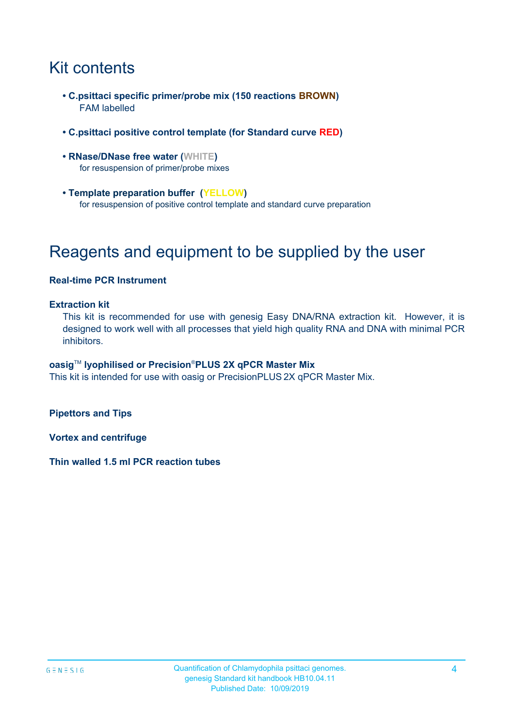# Kit contents

- **C.psittaci specific primer/probe mix (150 reactions BROWN)**
  FAM labelled

- **C.psittaci positive control template (for Standard curve RED)**

- **RNase/DNase free water (WHITE)**
  for resuspension of primer/probe mixes

- **Template preparation buffer (YELLOW)**
  for resuspension of positive control template and standard curve preparation

# Reagents and equipment to be supplied by the user

**Real-time PCR Instrument**

**Extraction kit**

This kit is recommended for use with genesig Easy DNA/RNA extraction kit. However, it is designed to work well with all processes that yield high quality RNA and DNA with minimal PCR inhibitors.

**oasig™ lyophilised or Precision®PLUS 2X qPCR Master Mix**

This kit is intended for use with oasig or PrecisionPLUS 2X qPCR Master Mix.

**Pipettors and Tips**

**Vortex and centrifuge**

**Thin walled 1.5 ml PCR reaction tubes**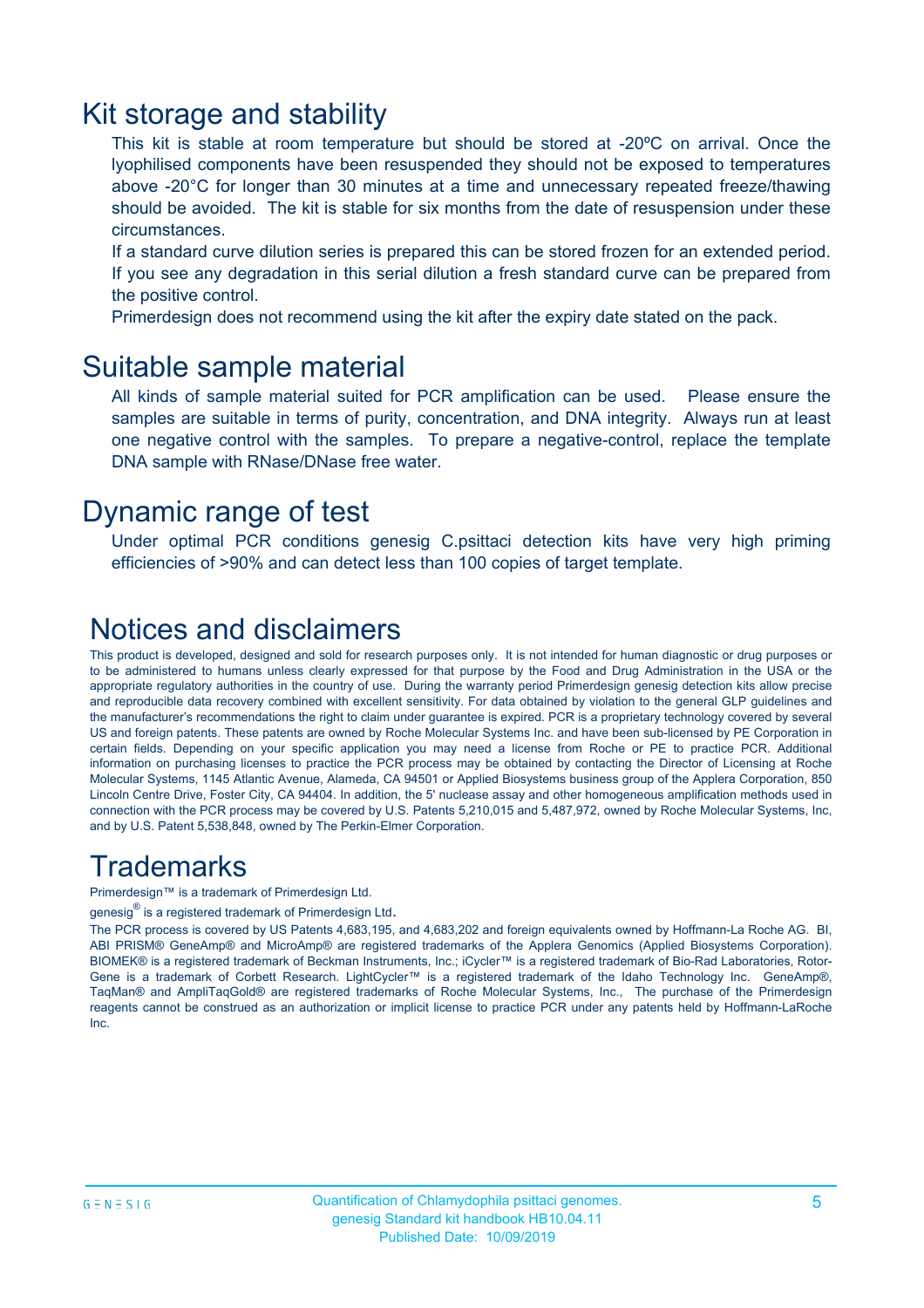# Kit storage and stability

This kit is stable at room temperature but should be stored at -20ºC on arrival. Once the lyophilised components have been resuspended they should not be exposed to temperatures above -20°C for longer than 30 minutes at a time and unnecessary repeated freeze/thawing should be avoided. The kit is stable for six months from the date of resuspension under these circumstances.

If a standard curve dilution series is prepared this can be stored frozen for an extended period. If you see any degradation in this serial dilution a fresh standard curve can be prepared from the positive control.

Primerdesign does not recommend using the kit after the expiry date stated on the pack.

# Suitable sample material

All kinds of sample material suited for PCR amplification can be used. Please ensure the samples are suitable in terms of purity, concentration, and DNA integrity. Always run at least one negative control with the samples. To prepare a negative-control, replace the template DNA sample with RNase/DNase free water.

# Dynamic range of test

Under optimal PCR conditions genesig C.psittaci detection kits have very high priming efficiencies of >90% and can detect less than 100 copies of target template.

# Notices and disclaimers

This product is developed, designed and sold for research purposes only. It is not intended for human diagnostic or drug purposes or to be administered to humans unless clearly expressed for that purpose by the Food and Drug Administration in the USA or the appropriate regulatory authorities in the country of use. During the warranty period Primerdesign genesig detection kits allow precise and reproducible data recovery combined with excellent sensitivity. For data obtained by violation to the general GLP guidelines and the manufacturer's recommendations the right to claim under guarantee is expired. PCR is a proprietary technology covered by several US and foreign patents. These patents are owned by Roche Molecular Systems Inc. and have been sub-licensed by PE Corporation in certain fields. Depending on your specific application you may need a license from Roche or PE to practice PCR. Additional information on purchasing licenses to practice the PCR process may be obtained by contacting the Director of Licensing at Roche Molecular Systems, 1145 Atlantic Avenue, Alameda, CA 94501 or Applied Biosystems business group of the Applera Corporation, 850 Lincoln Centre Drive, Foster City, CA 94404. In addition, the 5' nuclease assay and other homogeneous amplification methods used in connection with the PCR process may be covered by U.S. Patents 5,210,015 and 5,487,972, owned by Roche Molecular Systems, Inc, and by U.S. Patent 5,538,848, owned by The Perkin-Elmer Corporation.

# Trademarks

Primerdesign™ is a trademark of Primerdesign Ltd.

genesig® is a registered trademark of Primerdesign Ltd.

The PCR process is covered by US Patents 4,683,195, and 4,683,202 and foreign equivalents owned by Hoffmann-La Roche AG. BI, ABI PRISM® GeneAmp® and MicroAmp® are registered trademarks of the Applera Genomics (Applied Biosystems Corporation). BIOMEK® is a registered trademark of Beckman Instruments, Inc.; iCycler™ is a registered trademark of Bio-Rad Laboratories, Rotor-Gene is a trademark of Corbett Research. LightCycler™ is a registered trademark of the Idaho Technology Inc. GeneAmp®, TaqMan® and AmpliTaqGold® are registered trademarks of Roche Molecular Systems, Inc., The purchase of the Primerdesign reagents cannot be construed as an authorization or implicit license to practice PCR under any patents held by Hoffmann-LaRoche Inc.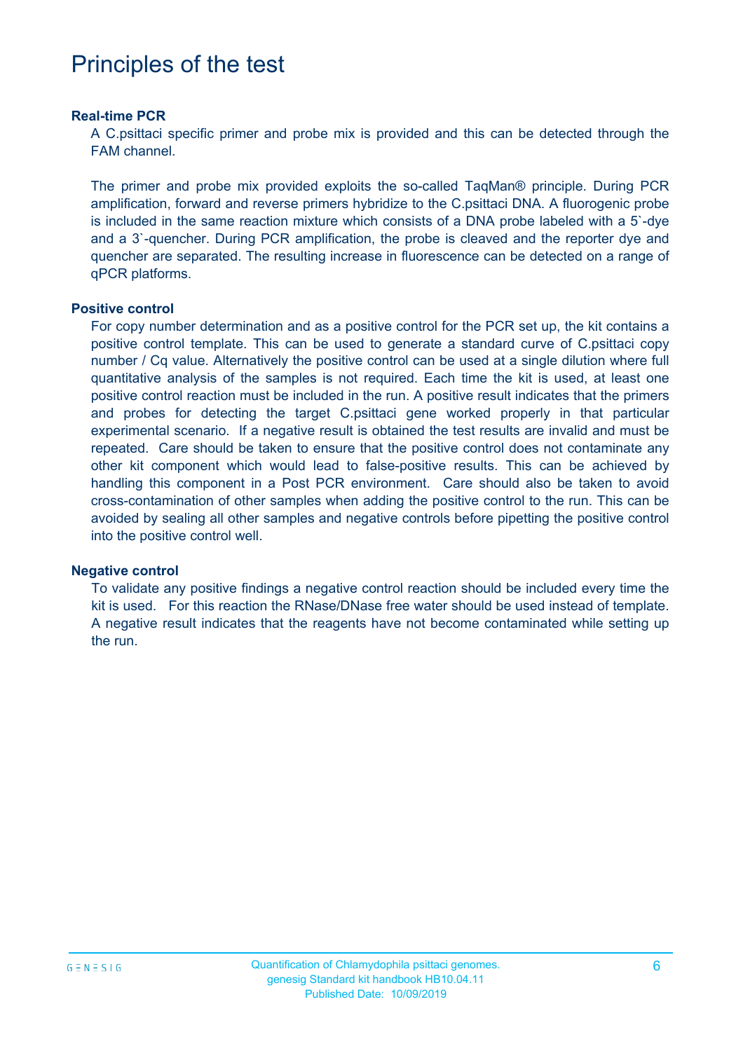# Principles of the test

### Real-time PCR

A C.psittaci specific primer and probe mix is provided and this can be detected through the FAM channel.

The primer and probe mix provided exploits the so-called TaqMan® principle. During PCR amplification, forward and reverse primers hybridize to the C.psittaci DNA. A fluorogenic probe is included in the same reaction mixture which consists of a DNA probe labeled with a 5`-dye and a 3`-quencher. During PCR amplification, the probe is cleaved and the reporter dye and quencher are separated. The resulting increase in fluorescence can be detected on a range of qPCR platforms.

### Positive control

For copy number determination and as a positive control for the PCR set up, the kit contains a positive control template. This can be used to generate a standard curve of C.psittaci copy number / Cq value. Alternatively the positive control can be used at a single dilution where full quantitative analysis of the samples is not required. Each time the kit is used, at least one positive control reaction must be included in the run. A positive result indicates that the primers and probes for detecting the target C.psittaci gene worked properly in that particular experimental scenario. If a negative result is obtained the test results are invalid and must be repeated. Care should be taken to ensure that the positive control does not contaminate any other kit component which would lead to false-positive results. This can be achieved by handling this component in a Post PCR environment. Care should also be taken to avoid cross-contamination of other samples when adding the positive control to the run. This can be avoided by sealing all other samples and negative controls before pipetting the positive control into the positive control well.

### Negative control

To validate any positive findings a negative control reaction should be included every time the kit is used. For this reaction the RNase/DNase free water should be used instead of template. A negative result indicates that the reagents have not become contaminated while setting up the run.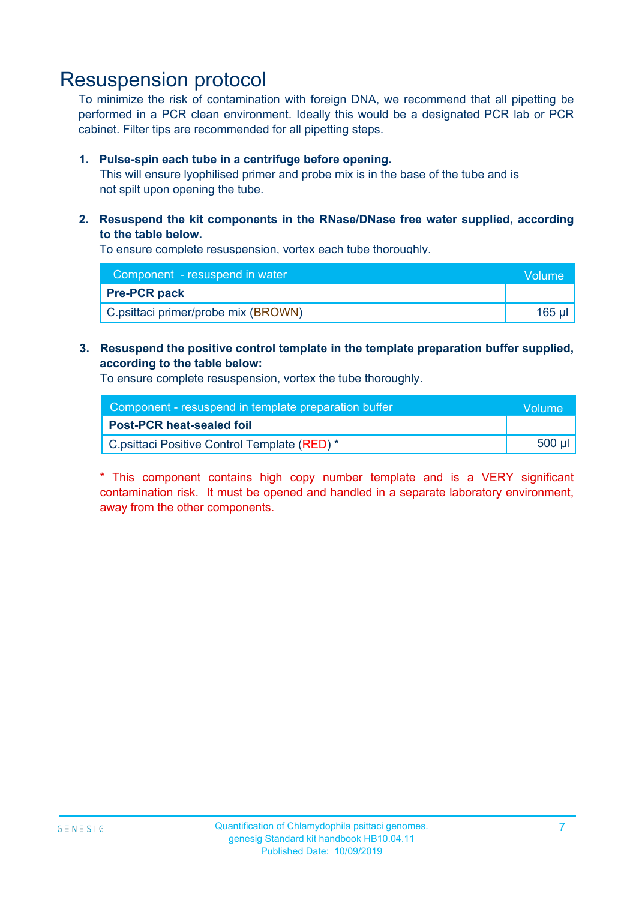# Resuspension protocol

To minimize the risk of contamination with foreign DNA, we recommend that all pipetting be performed in a PCR clean environment. Ideally this would be a designated PCR lab or PCR cabinet. Filter tips are recommended for all pipetting steps.

1. **Pulse-spin each tube in a centrifuge before opening.**
   This will ensure lyophilised primer and probe mix is in the base of the tube and is not spilt upon opening the tube.

2. **Resuspend the kit components in the RNase/DNase free water supplied, according to the table below.**
   To ensure complete resuspension, vortex each tube thoroughly.

| Component - resuspend in water | Volume |
|---|---|
| **Pre-PCR pack** | |
| C.psittaci primer/probe mix (BROWN) | 165 µl |

3. **Resuspend the positive control template in the template preparation buffer supplied, according to the table below:**
   To ensure complete resuspension, vortex the tube thoroughly.

| Component - resuspend in template preparation buffer | Volume |
|---|---|
| **Post-PCR heat-sealed foil** | |
| C.psittaci Positive Control Template (RED) * | 500 µl |

* This component contains high copy number template and is a VERY significant contamination risk. It must be opened and handled in a separate laboratory environment, away from the other components.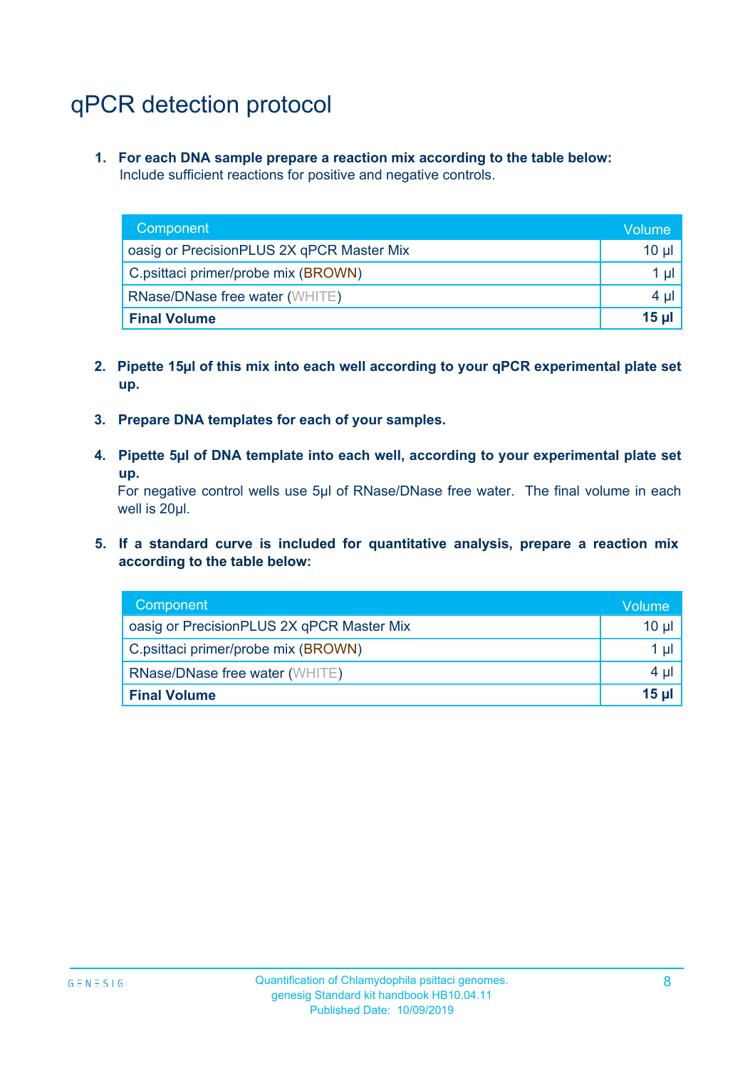# qPCR detection protocol

1. **For each DNA sample prepare a reaction mix according to the table below:**
   Include sufficient reactions for positive and negative controls.

| Component | Volume |
|---|---|
| oasig or PrecisionPLUS 2X qPCR Master Mix | 10 µl |
| C.psittaci primer/probe mix (BROWN) | 1 µl |
| RNase/DNase free water (WHITE) | 4 µl |
| **Final Volume** | **15 µl** |

2. **Pipette 15µl of this mix into each well according to your qPCR experimental plate set up.**

3. **Prepare DNA templates for each of your samples.**

4. **Pipette 5µl of DNA template into each well, according to your experimental plate set up.**
   For negative control wells use 5µl of RNase/DNase free water. The final volume in each well is 20µl.

5. **If a standard curve is included for quantitative analysis, prepare a reaction mix according to the table below:**

| Component | Volume |
|---|---|
| oasig or PrecisionPLUS 2X qPCR Master Mix | 10 µl |
| C.psittaci primer/probe mix (BROWN) | 1 µl |
| RNase/DNase free water (WHITE) | 4 µl |
| **Final Volume** | **15 µl** |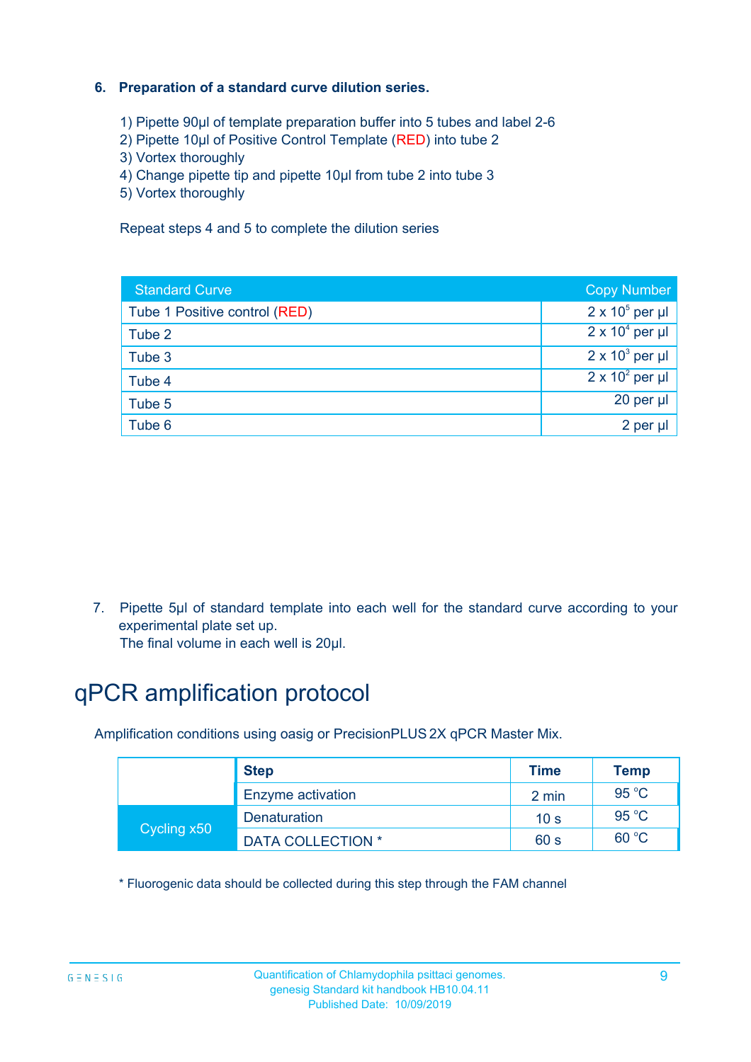### 6. Preparation of a standard curve dilution series.

1) Pipette 90µl of template preparation buffer into 5 tubes and label 2-6
2) Pipette 10µl of Positive Control Template (RED) into tube 2
3) Vortex thoroughly
4) Change pipette tip and pipette 10µl from tube 2 into tube 3
5) Vortex thoroughly

Repeat steps 4 and 5 to complete the dilution series

| Standard Curve | Copy Number |
|---|---|
| Tube 1 Positive control (RED) | $2 \times 10^5$ per µl |
| Tube 2 | $2 \times 10^4$ per µl |
| Tube 3 | $2 \times 10^3$ per µl |
| Tube 4 | $2 \times 10^2$ per µl |
| Tube 5 | 20 per µl |
| Tube 6 | 2 per µl |

7. Pipette 5µl of standard template into each well for the standard curve according to your experimental plate set up.
   The final volume in each well is 20µl.

# qPCR amplification protocol

Amplification conditions using oasig or PrecisionPLUS 2X qPCR Master Mix.

| | Step | Time | Temp |
|---|---|---|---|
| | Enzyme activation | 2 min | 95 °C |
| Cycling x50 | Denaturation | 10 s | 95 °C |
| | DATA COLLECTION * | 60 s | 60 °C |

* Fluorogenic data should be collected during this step through the FAM channel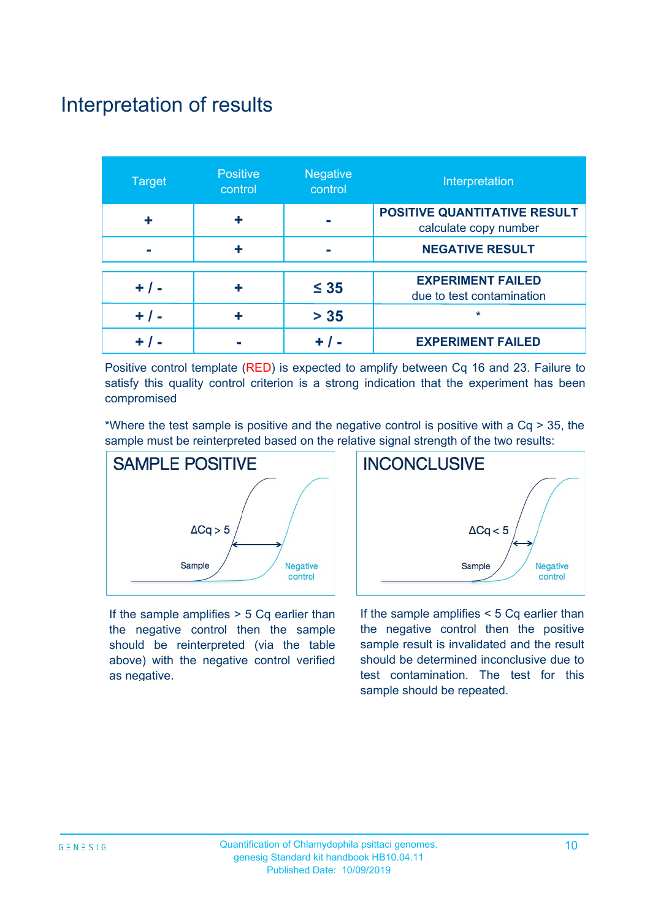# Interpretation of results

| Target | Positive control | Negative control | Interpretation |
|---|---|---|---|
| + | + | - | **POSITIVE QUANTITATIVE RESULT** calculate copy number |
| - | + | - | **NEGATIVE RESULT** |
| + / - | + | ≤ 35 | **EXPERIMENT FAILED** due to test contamination |
| + / - | + | > 35 | * |
| + / - | - | + / - | **EXPERIMENT FAILED** |

Positive control template (RED) is expected to amplify between Cq 16 and 23. Failure to satisfy this quality control criterion is a strong indication that the experiment has been compromised

*Where the test sample is positive and the negative control is positive with a Cq > 35, the sample must be reinterpreted based on the relative signal strength of the two results:

SAMPLE POSITIVE

ΔCq > 5

Sample

Negative control

If the sample amplifies > 5 Cq earlier than the negative control then the sample should be reinterpreted (via the table above) with the negative control verified as negative.

INCONCLUSIVE

ΔCq < 5

Sample

Negative control

If the sample amplifies < 5 Cq earlier than the negative control then the positive sample result is invalidated and the result should be determined inconclusive due to test contamination. The test for this sample should be repeated.